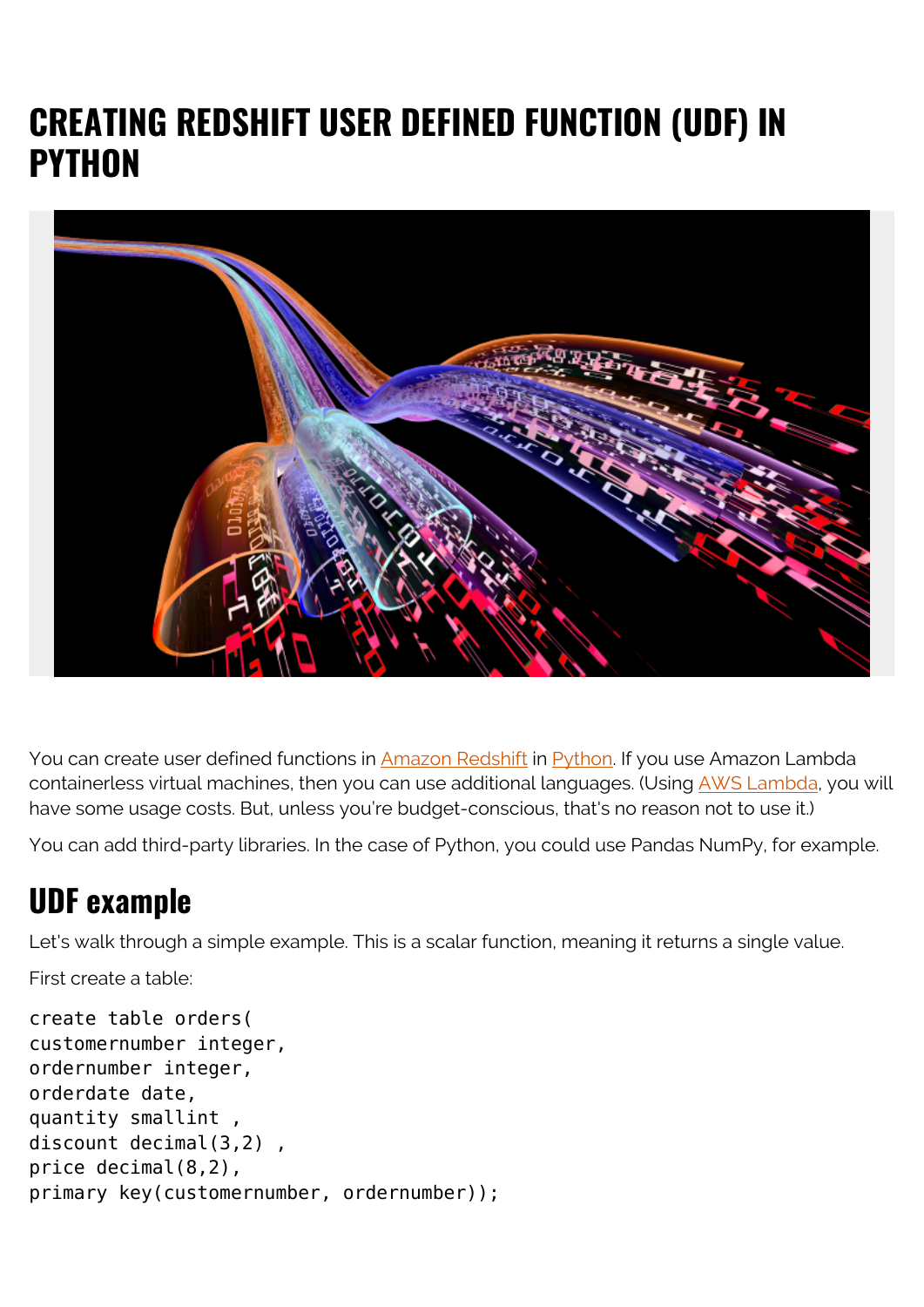# CREATING REDSHIFT USER DEFINED FUNCTION (UDF) IN PYTHON

You can create user defined functions in Amazon Redshift in Python. If you use Amazon Lambda containerless virtual machines, then you can use additional languages. (Using AWS Lambda, you will have some usage costs. But, unless you're budget-conscious, that's no reason not to use it.)

You can add third-party libraries. In the case of Python, you could use Pandas NumPy, for example.

## UDF example

Let's walk through a simple example. This is a scalar function, meaning it returns a single value.

First create a table:

```
create table orders(
customernumber integer,
ordernumber integer,
orderdate date,
quantity smallint ,
discount decimal(3,2) ,
price decimal(8,2),
primary key(customernumber, ordernumber));
```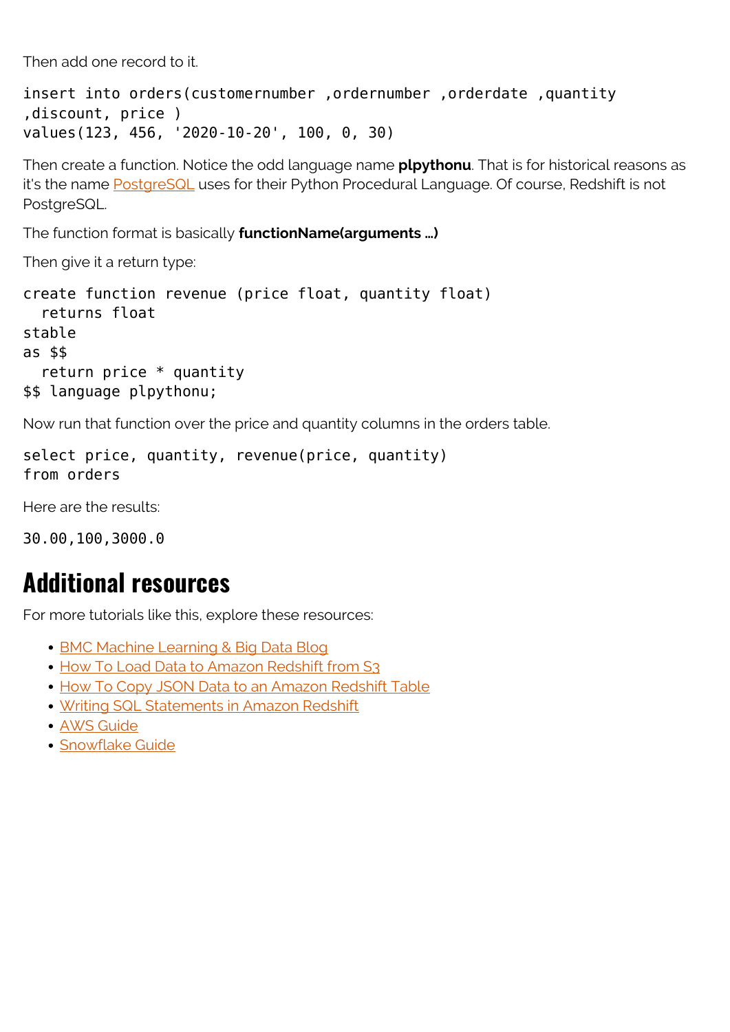Then add one record to it.

```
insert into orders(customernumber ,ordernumber ,orderdate ,quantity
,discount, price )
values(123, 456, '2020-10-20', 100, 0, 30)
```

Then create a function. Notice the odd language name **plpythonu**. That is for historical reasons as it's the name PostgreSQL uses for their Python Procedural Language. Of course, Redshift is not PostgreSQL.

The function format is basically **functionName(arguments …)**

Then give it a return type:

```
create function revenue (price float, quantity float)
  returns float
stable
as $$
  return price * quantity
$$ language plpythonu;
```

Now run that function over the price and quantity columns in the orders table.

```
select price, quantity, revenue(price, quantity)
from orders
```

Here are the results:

```
30.00,100,3000.0
```

## Additional resources

For more tutorials like this, explore these resources:

- BMC Machine Learning & Big Data Blog
- How To Load Data to Amazon Redshift from S3
- How To Copy JSON Data to an Amazon Redshift Table
- Writing SQL Statements in Amazon Redshift
- AWS Guide
- Snowflake Guide